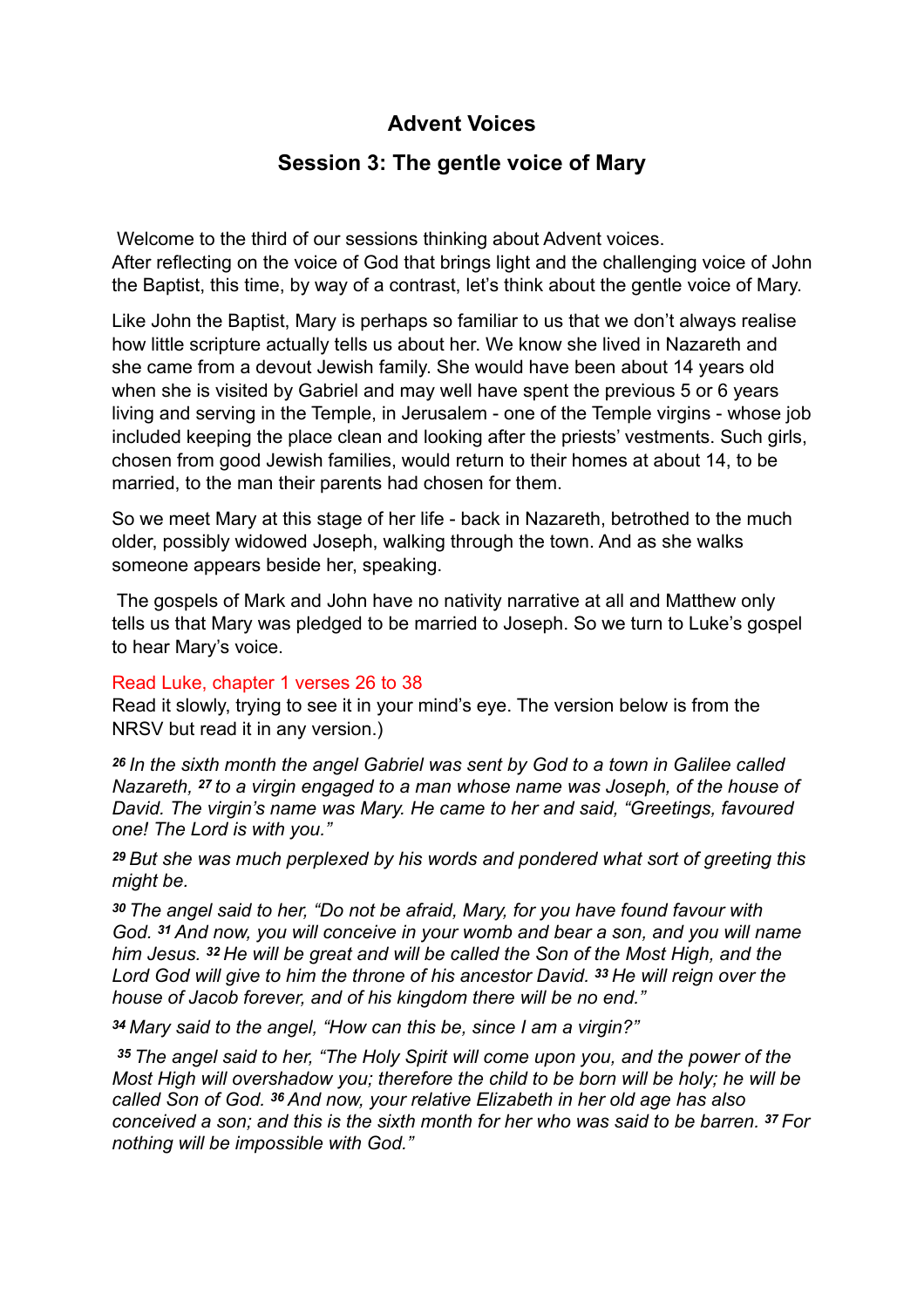# Advent Voices

## Session 3: The gentle voice of Mary

Welcome to the third of our sessions thinking about Advent voices. After reflecting on the voice of God that brings light and the challenging voice of John the Baptist, this time, by way of a contrast, let's think about the gentle voice of Mary.

Like John the Baptist, Mary is perhaps so familiar to us that we don't always realise how little scripture actually tells us about her. We know she lived in Nazareth and she came from a devout Jewish family. She would have been about 14 years old when she is visited by Gabriel and may well have spent the previous 5 or 6 years living and serving in the Temple, in Jerusalem - one of the Temple virgins - whose job included keeping the place clean and looking after the priests' vestments. Such girls, chosen from good Jewish families, would return to their homes at about 14, to be married, to the man their parents had chosen for them.

So we meet Mary at this stage of her life - back in Nazareth, betrothed to the much older, possibly widowed Joseph, walking through the town. And as she walks someone appears beside her, speaking.

The gospels of Mark and John have no nativity narrative at all and Matthew only tells us that Mary was pledged to be married to Joseph. So we turn to Luke's gospel to hear Mary's voice.

Read Luke, chapter 1 verses 26 to 38

Read it slowly, trying to see it in your mind's eye. The version below is from the NRSV but read it in any version.)

*[26] In the sixth month the angel Gabriel was sent by God to a town in Galilee called Nazareth, [27] to a virgin engaged to a man whose name was Joseph, of the house of David. The virgin's name was Mary. He came to her and said, "Greetings, favoured one! The Lord is with you."*

*[29] But she was much perplexed by his words and pondered what sort of greeting this might be.*

*[30] The angel said to her, "Do not be afraid, Mary, for you have found favour with God. [31] And now, you will conceive in your womb and bear a son, and you will name him Jesus. [32] He will be great and will be called the Son of the Most High, and the Lord God will give to him the throne of his ancestor David. [33] He will reign over the house of Jacob forever, and of his kingdom there will be no end."*

*[34] Mary said to the angel, "How can this be, since I am a virgin?"*

*[35] The angel said to her, "The Holy Spirit will come upon you, and the power of the Most High will overshadow you; therefore the child to be born will be holy; he will be called Son of God. [36] And now, your relative Elizabeth in her old age has also conceived a son; and this is the sixth month for her who was said to be barren. [37] For nothing will be impossible with God."*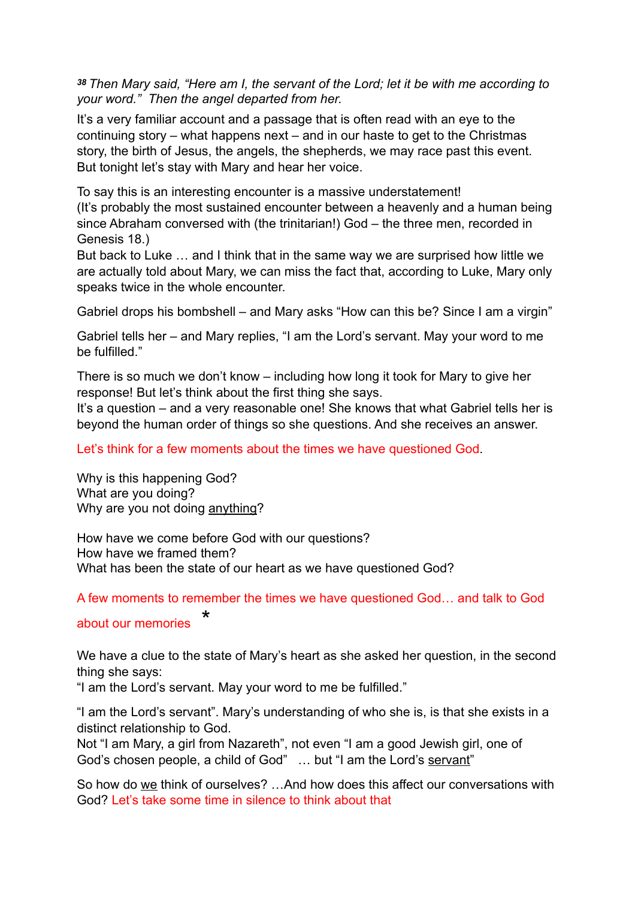*[38] Then Mary said, "Here am I, the servant of the Lord; let it be with me according to your word." Then the angel departed from her.*

It's a very familiar account and a passage that is often read with an eye to the continuing story – what happens next – and in our haste to get to the Christmas story, the birth of Jesus, the angels, the shepherds, we may race past this event. But tonight let's stay with Mary and hear her voice.

To say this is an interesting encounter is a massive understatement!
(It's probably the most sustained encounter between a heavenly and a human being since Abraham conversed with (the trinitarian!) God – the three men, recorded in Genesis 18.)
But back to Luke … and I think that in the same way we are surprised how little we are actually told about Mary, we can miss the fact that, according to Luke, Mary only speaks twice in the whole encounter.

Gabriel drops his bombshell – and Mary asks "How can this be? Since I am a virgin"

Gabriel tells her – and Mary replies, "I am the Lord's servant. May your word to me be fulfilled."

There is so much we don't know – including how long it took for Mary to give her response! But let's think about the first thing she says.
It's a question – and a very reasonable one! She knows that what Gabriel tells her is beyond the human order of things so she questions. And she receives an answer.

Let's think for a few moments about the times we have questioned God.

Why is this happening God?
What are you doing?
Why are you not doing <u>anything</u>?

How have we come before God with our questions?
How have we framed them?
What has been the state of our heart as we have questioned God?

A few moments to remember the times we have questioned God… and talk to God about our memories *

We have a clue to the state of Mary's heart as she asked her question, in the second thing she says:
"I am the Lord's servant. May your word to me be fulfilled."

"I am the Lord's servant". Mary's understanding of who she is, is that she exists in a distinct relationship to God.
Not "I am Mary, a girl from Nazareth", not even "I am a good Jewish girl, one of God's chosen people, a child of God" … but "I am the Lord's <u>servant</u>"

So how do <u>we</u> think of ourselves? …And how does this affect our conversations with God? Let's take some time in silence to think about that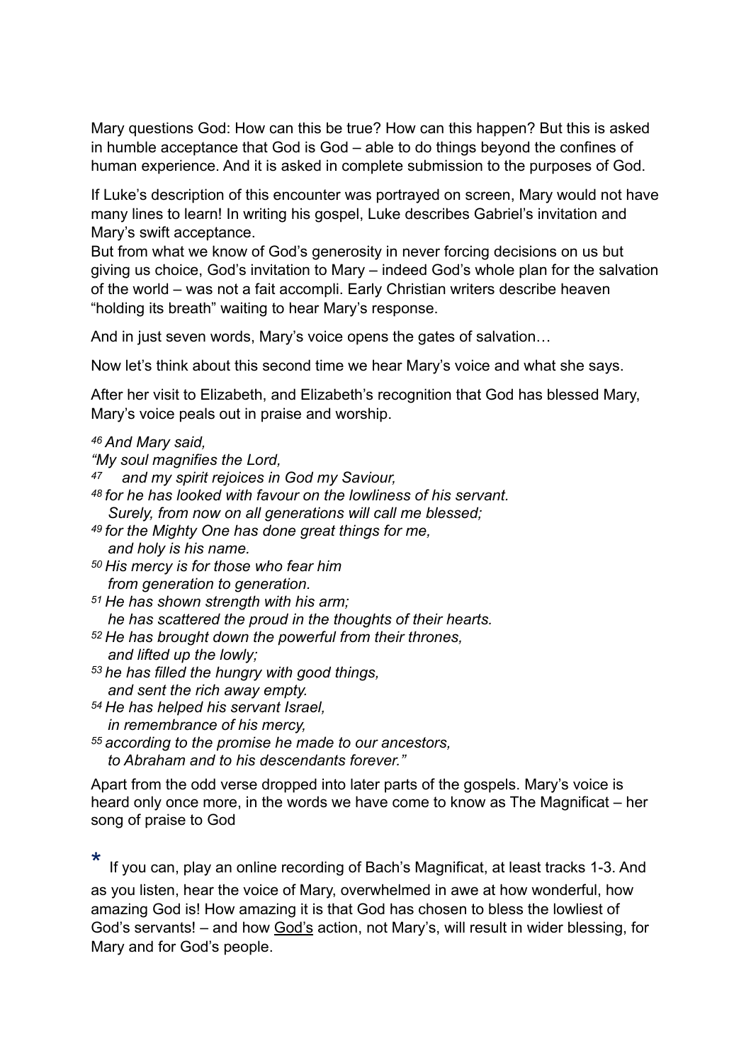Mary questions God: How can this be true? How can this happen? But this is asked in humble acceptance that God is God – able to do things beyond the confines of human experience. And it is asked in complete submission to the purposes of God.

If Luke's description of this encounter was portrayed on screen, Mary would not have many lines to learn! In writing his gospel, Luke describes Gabriel's invitation and Mary's swift acceptance.
But from what we know of God's generosity in never forcing decisions on us but giving us choice, God's invitation to Mary – indeed God's whole plan for the salvation of the world – was not a fait accompli. Early Christian writers describe heaven "holding its breath" waiting to hear Mary's response.

And in just seven words, Mary's voice opens the gates of salvation…

Now let's think about this second time we hear Mary's voice and what she says.

After her visit to Elizabeth, and Elizabeth's recognition that God has blessed Mary, Mary's voice peals out in praise and worship.

*[46] And Mary said,*
*"My soul magnifies the Lord,*
*[47] and my spirit rejoices in God my Saviour,*
*[48] for he has looked with favour on the lowliness of his servant.*
*Surely, from now on all generations will call me blessed;*
*[49] for the Mighty One has done great things for me,*
*and holy is his name.*
*[50] His mercy is for those who fear him*
*from generation to generation.*
*[51] He has shown strength with his arm;*
*he has scattered the proud in the thoughts of their hearts.*
*[52] He has brought down the powerful from their thrones,*
*and lifted up the lowly;*
*[53] he has filled the hungry with good things,*
*and sent the rich away empty.*
*[54] He has helped his servant Israel,*
*in remembrance of his mercy,*
*[55] according to the promise he made to our ancestors,*
*to Abraham and to his descendants forever."*

Apart from the odd verse dropped into later parts of the gospels. Mary's voice is heard only once more, in the words we have come to know as The Magnificat – her song of praise to God

* If you can, play an online recording of Bach's Magnificat, at least tracks 1-3. And as you listen, hear the voice of Mary, overwhelmed in awe at how wonderful, how amazing God is! How amazing it is that God has chosen to bless the lowliest of God's servants! – and how <u>God's</u> action, not Mary's, will result in wider blessing, for Mary and for God's people.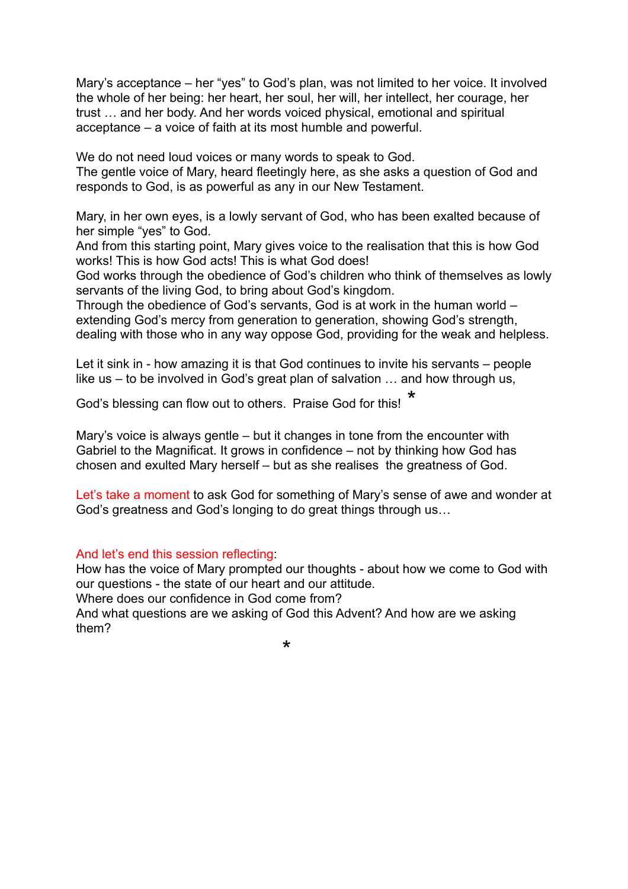Mary's acceptance – her "yes" to God's plan, was not limited to her voice. It involved the whole of her being: her heart, her soul, her will, her intellect, her courage, her trust … and her body. And her words voiced physical, emotional and spiritual acceptance – a voice of faith at its most humble and powerful.

We do not need loud voices or many words to speak to God.
The gentle voice of Mary, heard fleetingly here, as she asks a question of God and responds to God, is as powerful as any in our New Testament.

Mary, in her own eyes, is a lowly servant of God, who has been exalted because of her simple "yes" to God.
And from this starting point, Mary gives voice to the realisation that this is how God works! This is how God acts! This is what God does!
God works through the obedience of God's children who think of themselves as lowly servants of the living God, to bring about God's kingdom.
Through the obedience of God's servants, God is at work in the human world – extending God's mercy from generation to generation, showing God's strength, dealing with those who in any way oppose God, providing for the weak and helpless.

Let it sink in - how amazing it is that God continues to invite his servants – people like us – to be involved in God's great plan of salvation … and how through us, God's blessing can flow out to others. Praise God for this! *

Mary's voice is always gentle – but it changes in tone from the encounter with Gabriel to the Magnificat. It grows in confidence – not by thinking how God has chosen and exulted Mary herself – but as she realises the greatness of God.

Let's take a moment to ask God for something of Mary's sense of awe and wonder at God's greatness and God's longing to do great things through us…

And let's end this session reflecting:
How has the voice of Mary prompted our thoughts - about how we come to God with our questions - the state of our heart and our attitude.
Where does our confidence in God come from?
And what questions are we asking of God this Advent? And how are we asking them?

*